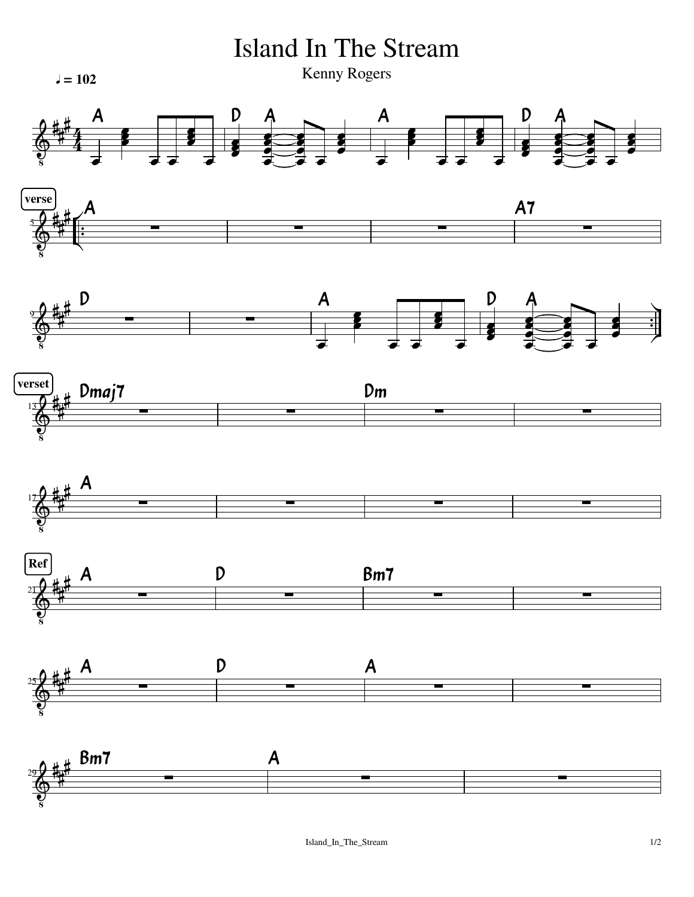# Island In The Stream

Kenny Rogers

♩ = 102

A | D A | A | D A

**verse**

A | | | A7

D | | A | D A

**verset**

Dmaj7 | | Dm |

A | | |

**Ref**

A | D | Bm7 |

A | D | A |

Bm7 | A |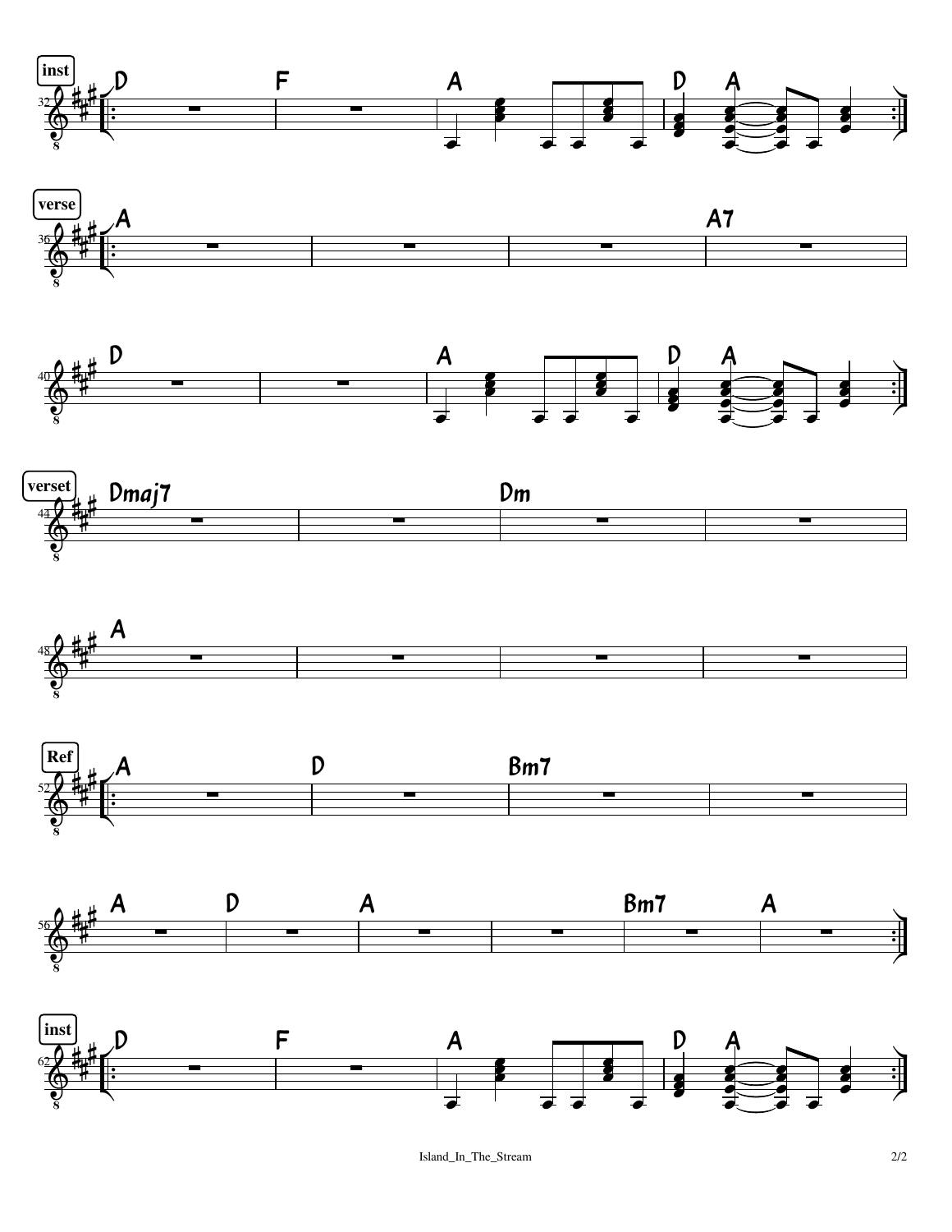**inst**

D F A D A

**verse**

A A7

D A D A

**verset**

Dmaj7 Dm

A

**Ref**

A D Bm7

A D A Bm7 A

**inst**

D F A D A